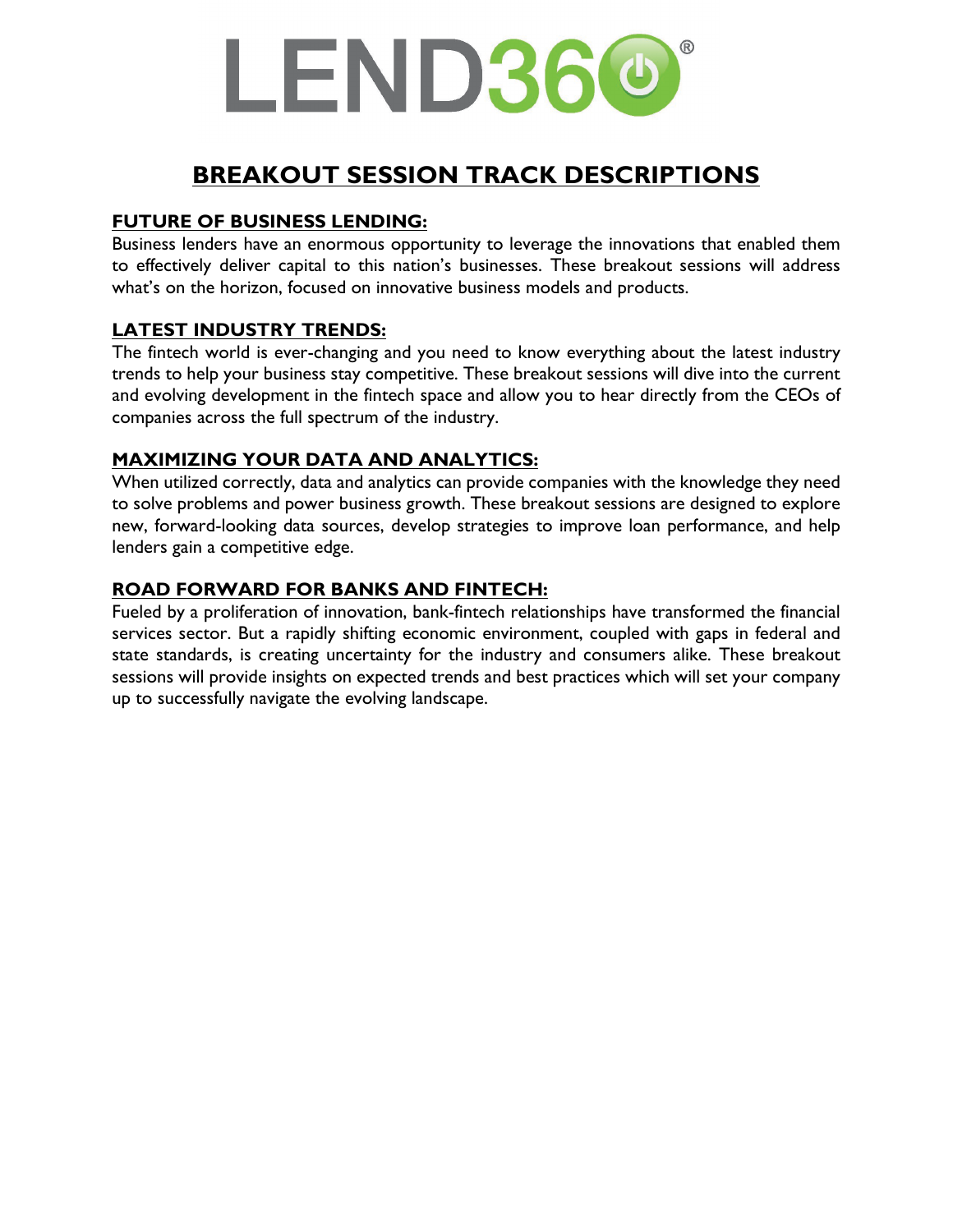# LEND360®

## BREAKOUT SESSION TRACK DESCRIPTIONS

### FUTURE OF BUSINESS LENDING:

Business lenders have an enormous opportunity to leverage the innovations that enabled them to effectively deliver capital to this nation's businesses. These breakout sessions will address what's on the horizon, focused on innovative business models and products.

### LATEST INDUSTRY TRENDS:

The fintech world is ever-changing and you need to know everything about the latest industry trends to help your business stay competitive. These breakout sessions will dive into the current and evolving development in the fintech space and allow you to hear directly from the CEOs of companies across the full spectrum of the industry.

### MAXIMIZING YOUR DATA AND ANALYTICS:

When utilized correctly, data and analytics can provide companies with the knowledge they need to solve problems and power business growth. These breakout sessions are designed to explore new, forward-looking data sources, develop strategies to improve loan performance, and help lenders gain a competitive edge.

### ROAD FORWARD FOR BANKS AND FINTECH:

Fueled by a proliferation of innovation, bank-fintech relationships have transformed the financial services sector. But a rapidly shifting economic environment, coupled with gaps in federal and state standards, is creating uncertainty for the industry and consumers alike. These breakout sessions will provide insights on expected trends and best practices which will set your company up to successfully navigate the evolving landscape.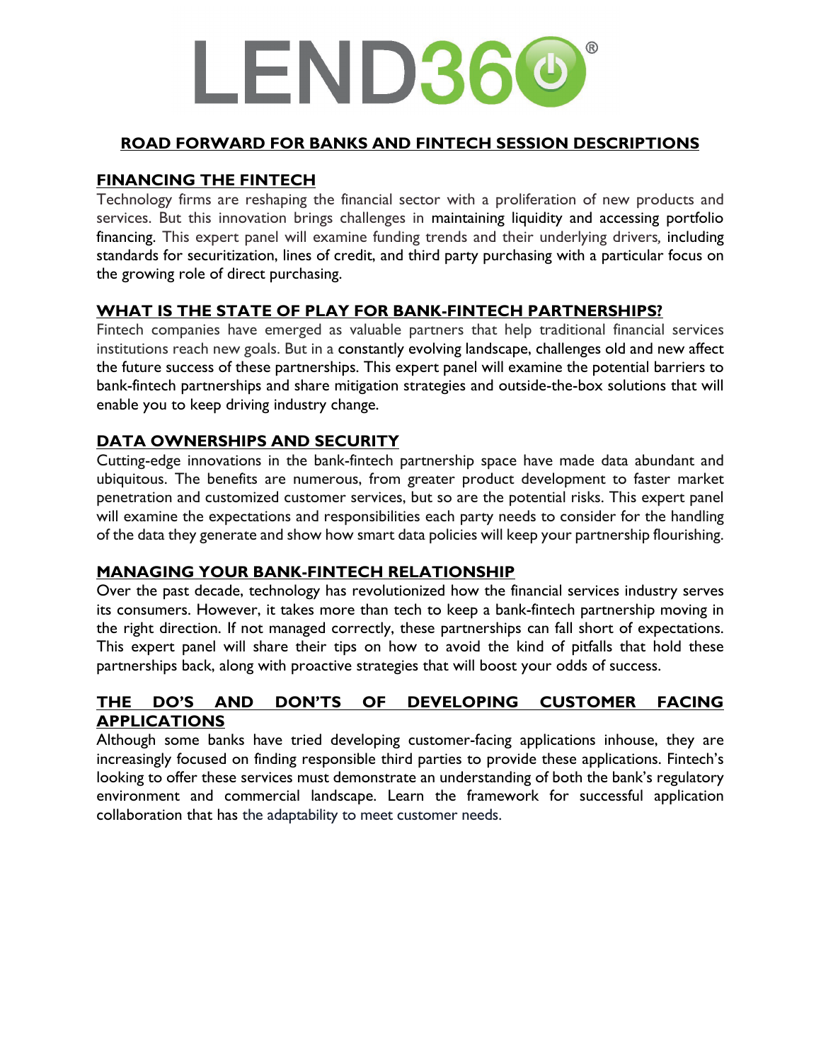# LEND360®

## ROAD FORWARD FOR BANKS AND FINTECH SESSION DESCRIPTIONS

### FINANCING THE FINTECH

Technology firms are reshaping the financial sector with a proliferation of new products and services. But this innovation brings challenges in maintaining liquidity and accessing portfolio financing. This expert panel will examine funding trends and their underlying drivers, including standards for securitization, lines of credit, and third party purchasing with a particular focus on the growing role of direct purchasing.

### WHAT IS THE STATE OF PLAY FOR BANK-FINTECH PARTNERSHIPS?

Fintech companies have emerged as valuable partners that help traditional financial services institutions reach new goals. But in a constantly evolving landscape, challenges old and new affect the future success of these partnerships. This expert panel will examine the potential barriers to bank-fintech partnerships and share mitigation strategies and outside-the-box solutions that will enable you to keep driving industry change.

### DATA OWNERSHIPS AND SECURITY

Cutting-edge innovations in the bank-fintech partnership space have made data abundant and ubiquitous. The benefits are numerous, from greater product development to faster market penetration and customized customer services, but so are the potential risks. This expert panel will examine the expectations and responsibilities each party needs to consider for the handling of the data they generate and show how smart data policies will keep your partnership flourishing.

### MANAGING YOUR BANK-FINTECH RELATIONSHIP

Over the past decade, technology has revolutionized how the financial services industry serves its consumers. However, it takes more than tech to keep a bank-fintech partnership moving in the right direction. If not managed correctly, these partnerships can fall short of expectations. This expert panel will share their tips on how to avoid the kind of pitfalls that hold these partnerships back, along with proactive strategies that will boost your odds of success.

### THE DO'S AND DON'TS OF DEVELOPING CUSTOMER FACING APPLICATIONS

Although some banks have tried developing customer-facing applications inhouse, they are increasingly focused on finding responsible third parties to provide these applications. Fintech's looking to offer these services must demonstrate an understanding of both the bank's regulatory environment and commercial landscape. Learn the framework for successful application collaboration that has the adaptability to meet customer needs.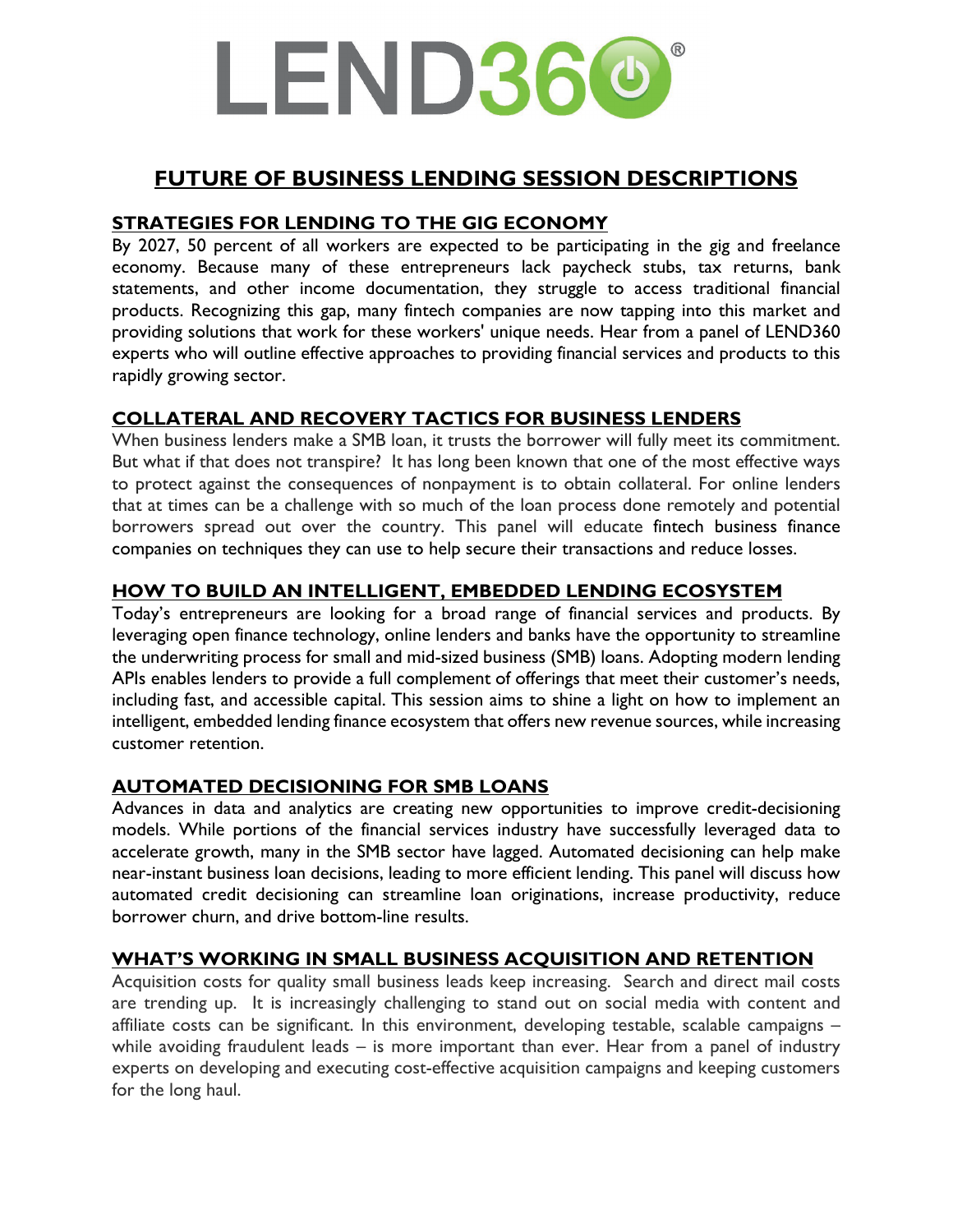# LEND360®

## FUTURE OF BUSINESS LENDING SESSION DESCRIPTIONS

### STRATEGIES FOR LENDING TO THE GIG ECONOMY

By 2027, 50 percent of all workers are expected to be participating in the gig and freelance economy. Because many of these entrepreneurs lack paycheck stubs, tax returns, bank statements, and other income documentation, they struggle to access traditional financial products. Recognizing this gap, many fintech companies are now tapping into this market and providing solutions that work for these workers' unique needs. Hear from a panel of LEND360 experts who will outline effective approaches to providing financial services and products to this rapidly growing sector.

### COLLATERAL AND RECOVERY TACTICS FOR BUSINESS LENDERS

When business lenders make a SMB loan, it trusts the borrower will fully meet its commitment. But what if that does not transpire? It has long been known that one of the most effective ways to protect against the consequences of nonpayment is to obtain collateral. For online lenders that at times can be a challenge with so much of the loan process done remotely and potential borrowers spread out over the country. This panel will educate fintech business finance companies on techniques they can use to help secure their transactions and reduce losses.

### HOW TO BUILD AN INTELLIGENT, EMBEDDED LENDING ECOSYSTEM

Today's entrepreneurs are looking for a broad range of financial services and products. By leveraging open finance technology, online lenders and banks have the opportunity to streamline the underwriting process for small and mid-sized business (SMB) loans. Adopting modern lending APIs enables lenders to provide a full complement of offerings that meet their customer's needs, including fast, and accessible capital. This session aims to shine a light on how to implement an intelligent, embedded lending finance ecosystem that offers new revenue sources, while increasing customer retention.

### AUTOMATED DECISIONING FOR SMB LOANS

Advances in data and analytics are creating new opportunities to improve credit-decisioning models. While portions of the financial services industry have successfully leveraged data to accelerate growth, many in the SMB sector have lagged. Automated decisioning can help make near-instant business loan decisions, leading to more efficient lending. This panel will discuss how automated credit decisioning can streamline loan originations, increase productivity, reduce borrower churn, and drive bottom-line results.

### WHAT'S WORKING IN SMALL BUSINESS ACQUISITION AND RETENTION

Acquisition costs for quality small business leads keep increasing. Search and direct mail costs are trending up. It is increasingly challenging to stand out on social media with content and affiliate costs can be significant. In this environment, developing testable, scalable campaigns – while avoiding fraudulent leads – is more important than ever. Hear from a panel of industry experts on developing and executing cost-effective acquisition campaigns and keeping customers for the long haul.